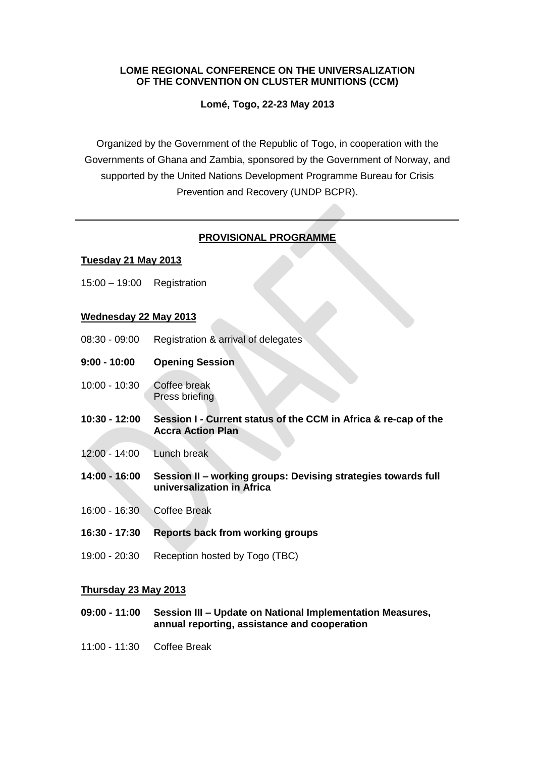**LOME REGIONAL CONFERENCE ON THE UNIVERSALIZATION OF THE CONVENTION ON CLUSTER MUNITIONS (CCM)**

**Lomé, Togo, 22-23 May 2013**

Organized by the Government of the Republic of Togo, in cooperation with the Governments of Ghana and Zambia, sponsored by the Government of Norway, and supported by the United Nations Development Programme Bureau for Crisis Prevention and Recovery (UNDP BCPR).

---

## PROVISIONAL PROGRAMME

### Tuesday 21 May 2013

15:00 – 19:00 Registration

### Wednesday 22 May 2013

08:30 - 09:00 Registration & arrival of delegates

**9:00 - 10:00 Opening Session**

10:00 - 10:30 Coffee break
Press briefing

**10:30 - 12:00 Session I - Current status of the CCM in Africa & re-cap of the Accra Action Plan**

12:00 - 14:00 Lunch break

**14:00 - 16:00 Session II – working groups: Devising strategies towards full universalization in Africa**

16:00 - 16:30 Coffee Break

**16:30 - 17:30 Reports back from working groups**

19:00 - 20:30 Reception hosted by Togo (TBC)

### Thursday 23 May 2013

**09:00 - 11:00 Session III – Update on National Implementation Measures, annual reporting, assistance and cooperation**

11:00 - 11:30 Coffee Break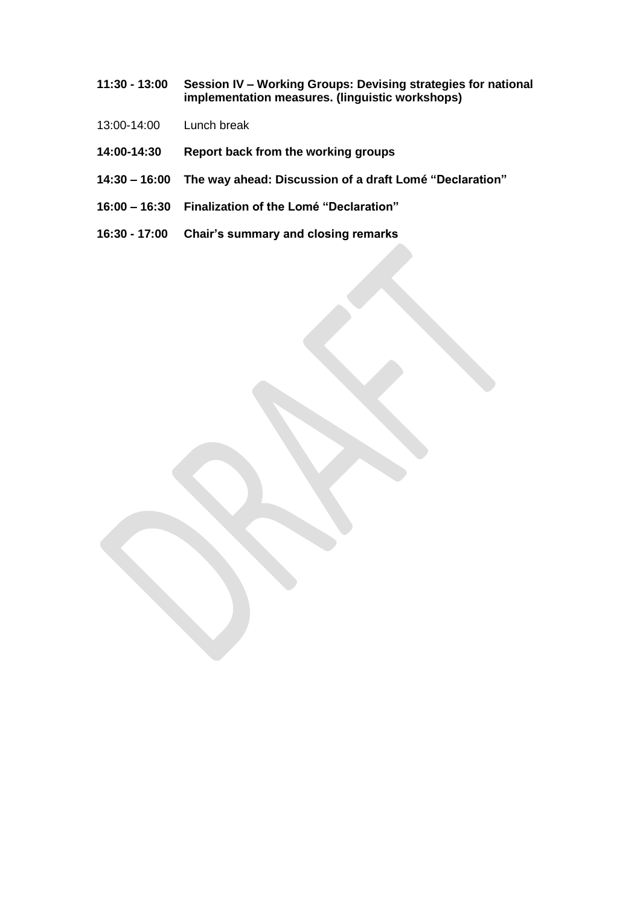**11:30 - 13:00** **Session IV – Working Groups: Devising strategies for national implementation measures. (linguistic workshops)**

13:00-14:00 Lunch break

**14:00-14:30** **Report back from the working groups**

**14:30 – 16:00** **The way ahead: Discussion of a draft Lomé “Declaration”**

**16:00 – 16:30** **Finalization of the Lomé “Declaration”**

**16:30 - 17:00** **Chair’s summary and closing remarks**